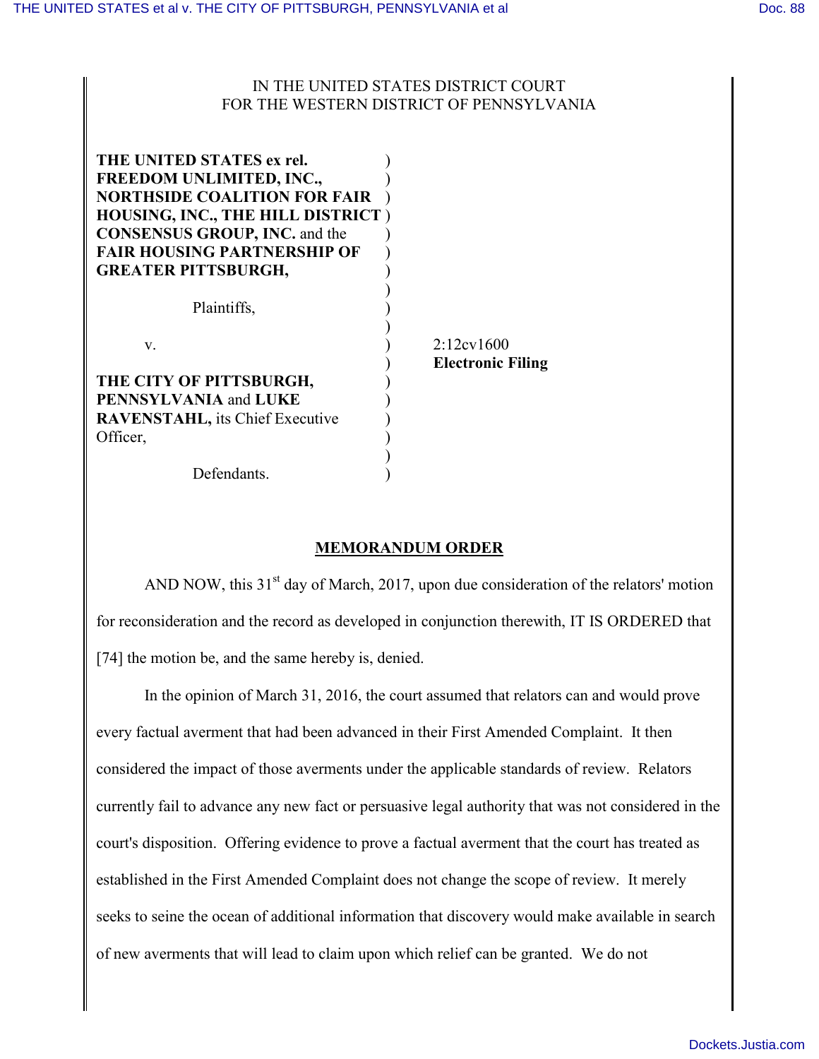IN THE UNITED STATES DISTRICT COURT
FOR THE WESTERN DISTRICT OF PENNSYLVANIA

**THE UNITED STATES ex rel. FREEDOM UNLIMITED, INC., NORTHSIDE COALITION FOR FAIR HOUSING, INC., THE HILL DISTRICT CONSENSUS GROUP, INC.** and the **FAIR HOUSING PARTNERSHIP OF GREATER PITTSBURGH,**

Plaintiffs,

v.

**THE CITY OF PITTSBURGH, PENNSYLVANIA** and **LUKE RAVENSTAHL,** its Chief Executive Officer,

Defendants.

2:12cv1600
**Electronic Filing**

## MEMORANDUM ORDER

AND NOW, this 31st day of March, 2017, upon due consideration of the relators' motion for reconsideration and the record as developed in conjunction therewith, IT IS ORDERED that [74] the motion be, and the same hereby is, denied.

In the opinion of March 31, 2016, the court assumed that relators can and would prove every factual averment that had been advanced in their First Amended Complaint. It then considered the impact of those averments under the applicable standards of review. Relators currently fail to advance any new fact or persuasive legal authority that was not considered in the court's disposition. Offering evidence to prove a factual averment that the court has treated as established in the First Amended Complaint does not change the scope of review. It merely seeks to seine the ocean of additional information that discovery would make available in search of new averments that will lead to claim upon which relief can be granted. We do not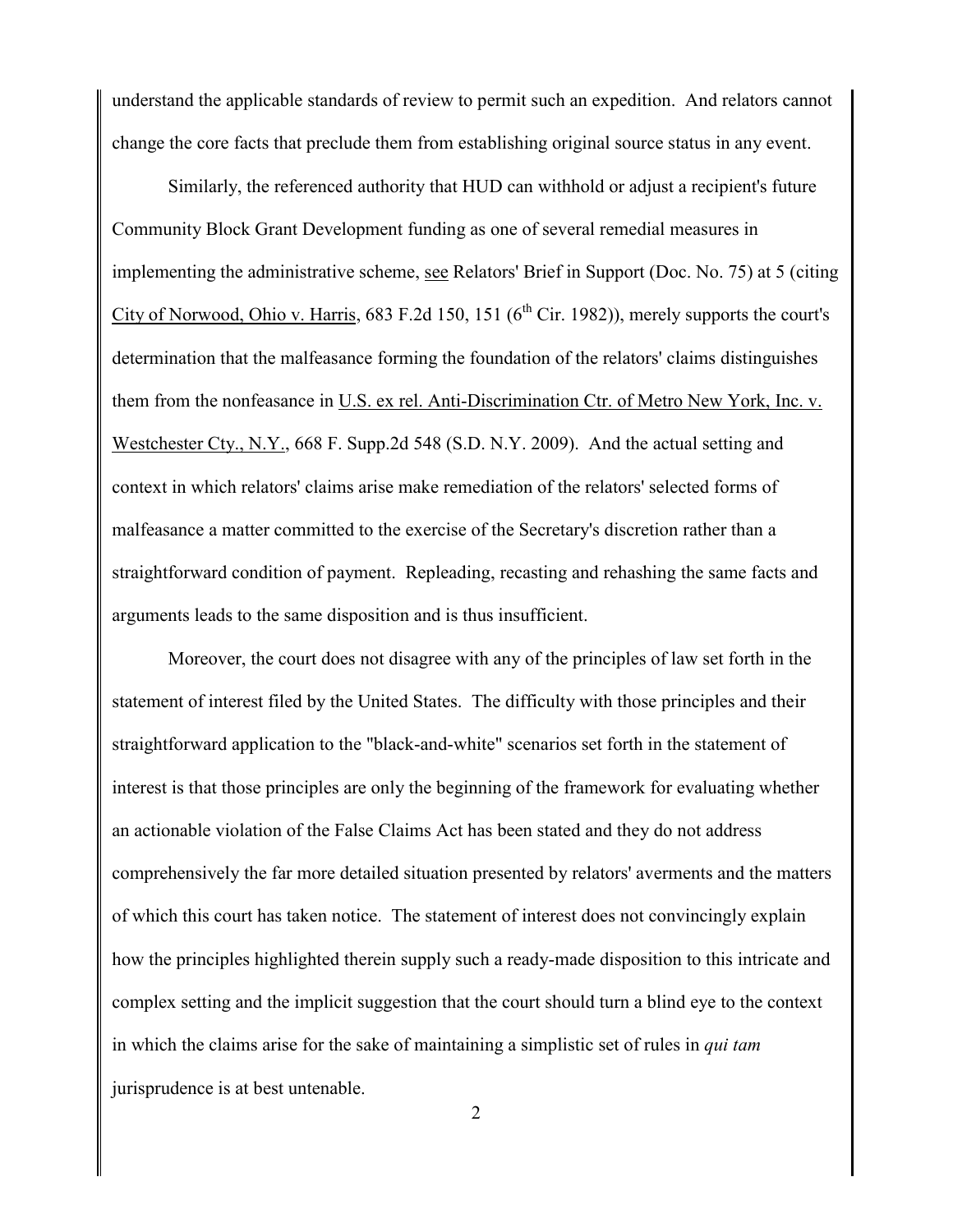understand the applicable standards of review to permit such an expedition. And relators cannot change the core facts that preclude them from establishing original source status in any event.

Similarly, the referenced authority that HUD can withhold or adjust a recipient's future Community Block Grant Development funding as one of several remedial measures in implementing the administrative scheme, see Relators' Brief in Support (Doc. No. 75) at 5 (citing City of Norwood, Ohio v. Harris, 683 F.2d 150, 151 (6th Cir. 1982)), merely supports the court's determination that the malfeasance forming the foundation of the relators' claims distinguishes them from the nonfeasance in U.S. ex rel. Anti-Discrimination Ctr. of Metro New York, Inc. v. Westchester Cty., N.Y., 668 F. Supp.2d 548 (S.D. N.Y. 2009). And the actual setting and context in which relators' claims arise make remediation of the relators' selected forms of malfeasance a matter committed to the exercise of the Secretary's discretion rather than a straightforward condition of payment. Repleading, recasting and rehashing the same facts and arguments leads to the same disposition and is thus insufficient.

Moreover, the court does not disagree with any of the principles of law set forth in the statement of interest filed by the United States. The difficulty with those principles and their straightforward application to the "black-and-white" scenarios set forth in the statement of interest is that those principles are only the beginning of the framework for evaluating whether an actionable violation of the False Claims Act has been stated and they do not address comprehensively the far more detailed situation presented by relators' averments and the matters of which this court has taken notice. The statement of interest does not convincingly explain how the principles highlighted therein supply such a ready-made disposition to this intricate and complex setting and the implicit suggestion that the court should turn a blind eye to the context in which the claims arise for the sake of maintaining a simplistic set of rules in *qui tam* jurisprudence is at best untenable.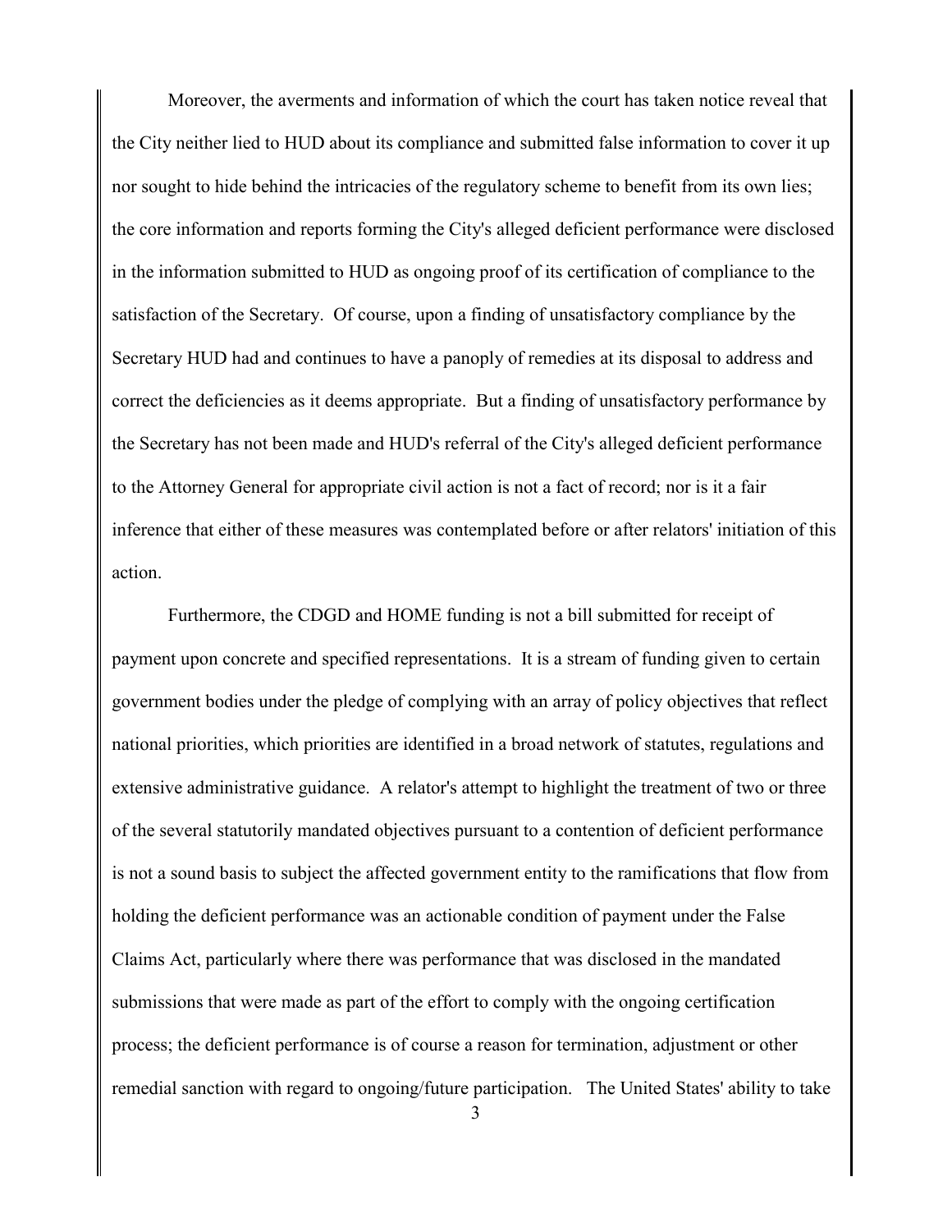Moreover, the averments and information of which the court has taken notice reveal that the City neither lied to HUD about its compliance and submitted false information to cover it up nor sought to hide behind the intricacies of the regulatory scheme to benefit from its own lies; the core information and reports forming the City's alleged deficient performance were disclosed in the information submitted to HUD as ongoing proof of its certification of compliance to the satisfaction of the Secretary. Of course, upon a finding of unsatisfactory compliance by the Secretary HUD had and continues to have a panoply of remedies at its disposal to address and correct the deficiencies as it deems appropriate. But a finding of unsatisfactory performance by the Secretary has not been made and HUD's referral of the City's alleged deficient performance to the Attorney General for appropriate civil action is not a fact of record; nor is it a fair inference that either of these measures was contemplated before or after relators' initiation of this action.

Furthermore, the CDGD and HOME funding is not a bill submitted for receipt of payment upon concrete and specified representations. It is a stream of funding given to certain government bodies under the pledge of complying with an array of policy objectives that reflect national priorities, which priorities are identified in a broad network of statutes, regulations and extensive administrative guidance. A relator's attempt to highlight the treatment of two or three of the several statutorily mandated objectives pursuant to a contention of deficient performance is not a sound basis to subject the affected government entity to the ramifications that flow from holding the deficient performance was an actionable condition of payment under the False Claims Act, particularly where there was performance that was disclosed in the mandated submissions that were made as part of the effort to comply with the ongoing certification process; the deficient performance is of course a reason for termination, adjustment or other remedial sanction with regard to ongoing/future participation. The United States' ability to take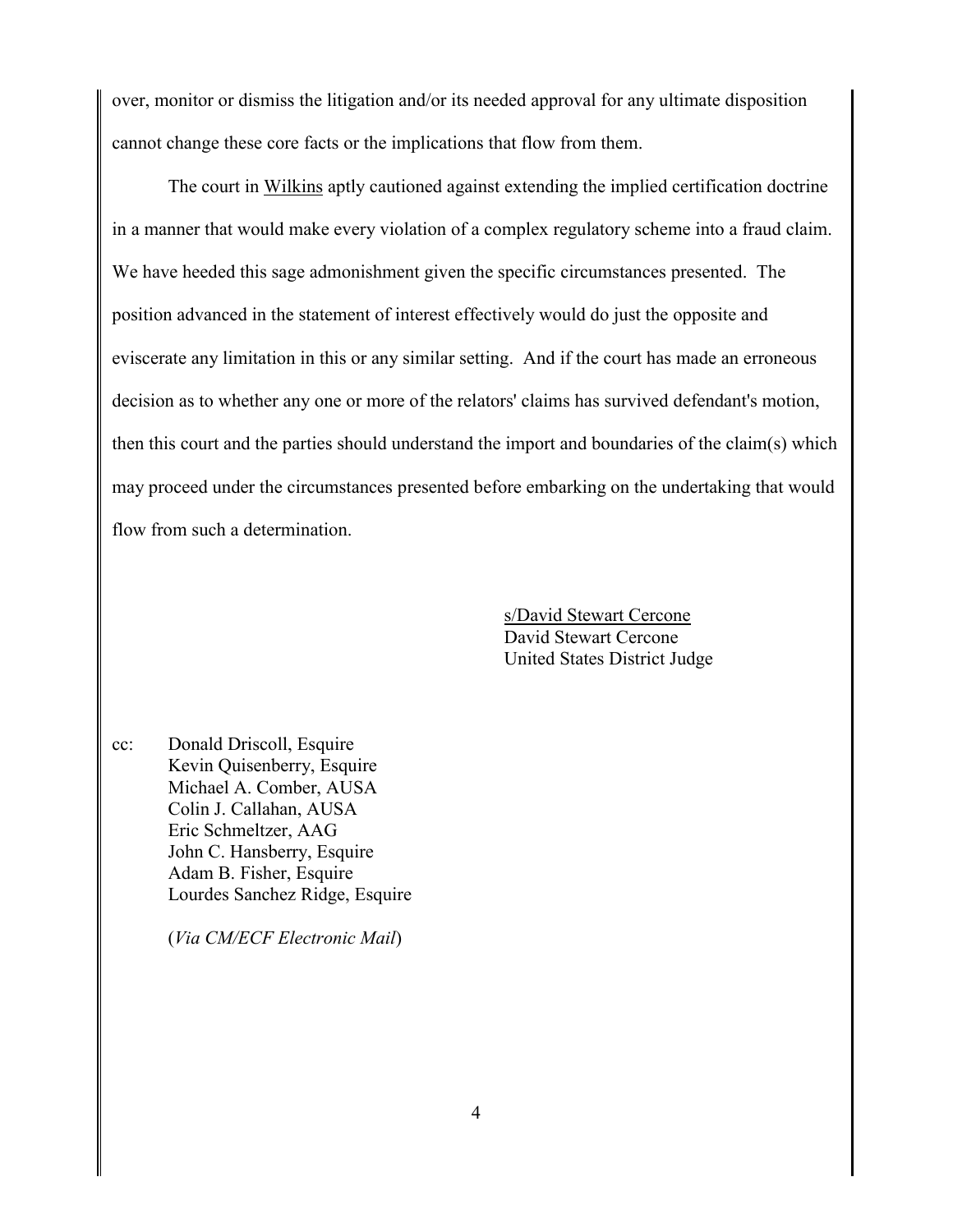over, monitor or dismiss the litigation and/or its needed approval for any ultimate disposition cannot change these core facts or the implications that flow from them.

The court in Wilkins aptly cautioned against extending the implied certification doctrine in a manner that would make every violation of a complex regulatory scheme into a fraud claim. We have heeded this sage admonishment given the specific circumstances presented. The position advanced in the statement of interest effectively would do just the opposite and eviscerate any limitation in this or any similar setting. And if the court has made an erroneous decision as to whether any one or more of the relators' claims has survived defendant's motion, then this court and the parties should understand the import and boundaries of the claim(s) which may proceed under the circumstances presented before embarking on the undertaking that would flow from such a determination.

s/David Stewart Cercone
David Stewart Cercone
United States District Judge

cc: Donald Driscoll, Esquire
Kevin Quisenberry, Esquire
Michael A. Comber, AUSA
Colin J. Callahan, AUSA
Eric Schmeltzer, AAG
John C. Hansberry, Esquire
Adam B. Fisher, Esquire
Lourdes Sanchez Ridge, Esquire

(*Via CM/ECF Electronic Mail*)